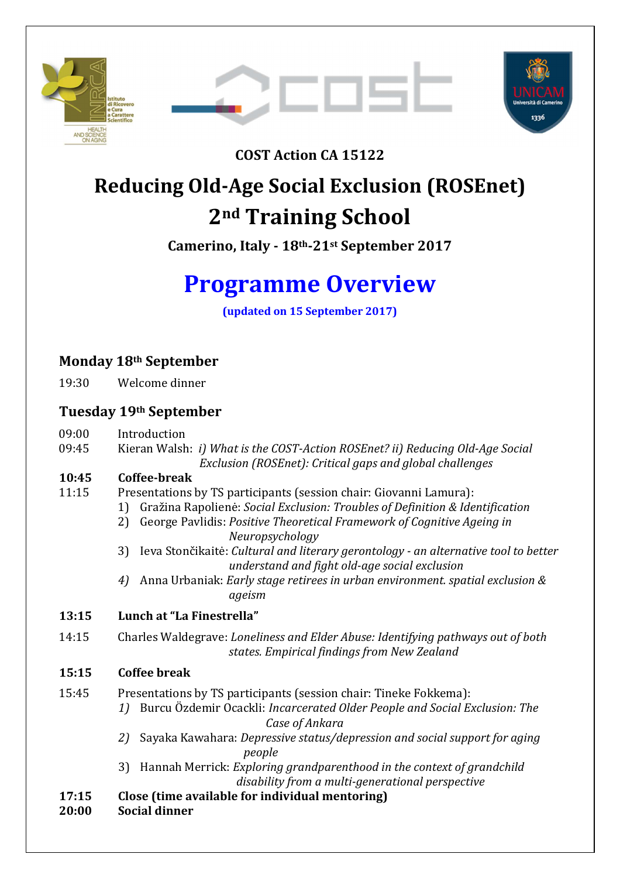**COST Action CA 15122**

# Reducing Old-Age Social Exclusion (ROSEnet)

# 2nd Training School

**Camerino, Italy - 18th-21st September 2017**

# Programme Overview

**(updated on 15 September 2017)**

## Monday 18th September

19:30 Welcome dinner

## Tuesday 19th September

09:00 Introduction

09:45 Kieran Walsh: *i) What is the COST-Action ROSEnet? ii) Reducing Old-Age Social Exclusion (ROSEnet): Critical gaps and global challenges*

**10:45 Coffee-break**

11:15 Presentations by TS participants (session chair: Giovanni Lamura):

1) Gražina Rapolienė: *Social Exclusion: Troubles of Definition & Identification*
2) George Pavlidis: *Positive Theoretical Framework of Cognitive Ageing in Neuropsychology*
3) Ieva Stončikaitė: *Cultural and literary gerontology - an alternative tool to better understand and fight old-age social exclusion*
4) Anna Urbaniak: *Early stage retirees in urban environment. spatial exclusion & ageism*

**13:15 Lunch at "La Finestrella"**

14:15 Charles Waldegrave: *Loneliness and Elder Abuse: Identifying pathways out of both states. Empirical findings from New Zealand*

**15:15 Coffee break**

15:45 Presentations by TS participants (session chair: Tineke Fokkema):

1) Burcu Özdemir Ocackli: *Incarcerated Older People and Social Exclusion: The Case of Ankara*
2) Sayaka Kawahara: *Depressive status/depression and social support for aging people*
3) Hannah Merrick: *Exploring grandparenthood in the context of grandchild disability from a multi-generational perspective*

**17:15 Close (time available for individual mentoring)**

**20:00 Social dinner**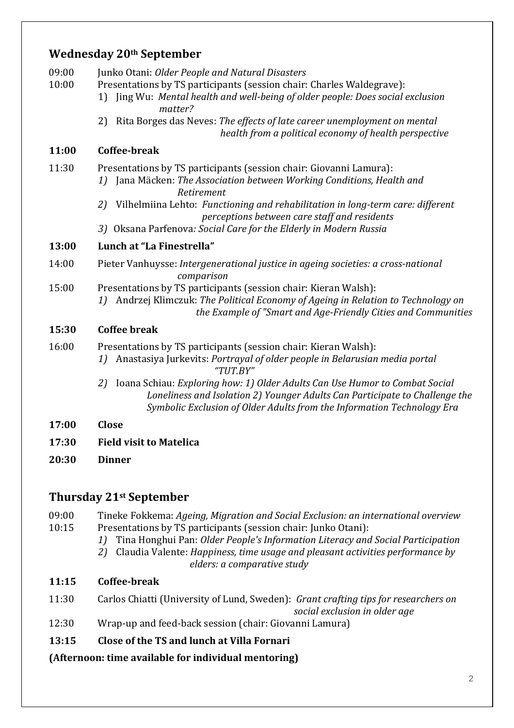## Wednesday 20th September

09:00 Junko Otani: *Older People and Natural Disasters*

10:00 Presentations by TS participants (session chair: Charles Waldegrave):

1) Jing Wu: *Mental health and well-being of older people: Does social exclusion matter?*
2) Rita Borges das Neves: *The effects of late career unemployment on mental health from a political economy of health perspective*

**11:00 Coffee-break**

11:30 Presentations by TS participants (session chair: Giovanni Lamura):

1) Jana Mäcken: *The Association between Working Conditions, Health and Retirement*
2) Vilhelmiina Lehto: *Functioning and rehabilitation in long-term care: different perceptions between care staff and residents*
3) Oksana Parfenova*: Social Care for the Elderly in Modern Russia*

**13:00 Lunch at "La Finestrella"**

14:00 Pieter Vanhuysse: *Intergenerational justice in ageing societies: a cross-national comparison*

15:00 Presentations by TS participants (session chair: Kieran Walsh):

1) Andrzej Klimczuk: *The Political Economy of Ageing in Relation to Technology on the Example of "Smart and Age-Friendly Cities and Communities*

**15:30 Coffee break**

16:00 Presentations by TS participants (session chair: Kieran Walsh):

1) Anastasiya Jurkevits: *Portrayal of older people in Belarusian media portal "TUT.BY"*
2) Ioana Schiau: *Exploring how: 1) Older Adults Can Use Humor to Combat Social Loneliness and Isolation 2) Younger Adults Can Participate to Challenge the Symbolic Exclusion of Older Adults from the Information Technology Era*

**17:00 Close**

**17:30 Field visit to Matelica**

**20:30 Dinner**

## Thursday 21st September

09:00 Tineke Fokkema: *Ageing, Migration and Social Exclusion: an international overview*

10:15 Presentations by TS participants (session chair: Junko Otani):

1) Tina Honghui Pan: *Older People's Information Literacy and Social Participation*
2) Claudia Valente: *Happiness, time usage and pleasant activities performance by elders: a comparative study*

**11:15 Coffee-break**

11:30 Carlos Chiatti (University of Lund, Sweden): *Grant crafting tips for researchers on social exclusion in older age*

12:30 Wrap-up and feed-back session (chair: Giovanni Lamura)

**13:15 Close of the TS and lunch at Villa Fornari**

**(Afternoon: time available for individual mentoring)**